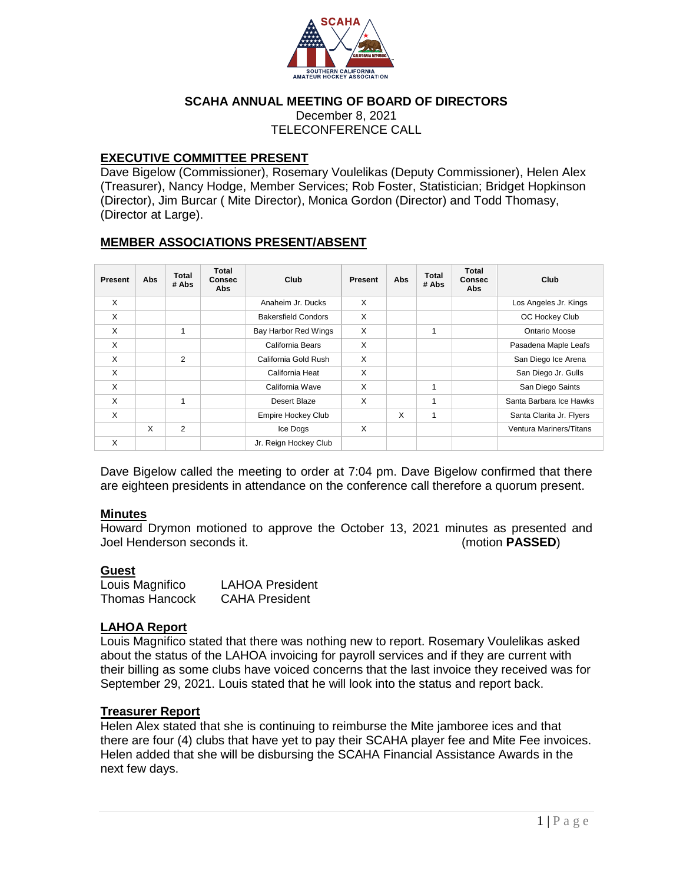# SCAHA ANNUAL MEETING OF BOARD OF DIRECTORS

December 8, 2021
TELECONFERENCE CALL

## EXECUTIVE COMMITTEE PRESENT

Dave Bigelow (Commissioner), Rosemary Voulelikas (Deputy Commissioner), Helen Alex (Treasurer), Nancy Hodge, Member Services; Rob Foster, Statistician; Bridget Hopkinson (Director), Jim Burcar ( Mite Director), Monica Gordon (Director) and Todd Thomasy, (Director at Large).

## MEMBER ASSOCIATIONS PRESENT/ABSENT

| Present | Abs | Total # Abs | Total Consec Abs | Club | Present | Abs | Total # Abs | Total Consec Abs | Club |
|---|---|---|---|---|---|---|---|---|---|
| X | | | | Anaheim Jr. Ducks | X | | | | Los Angeles Jr. Kings |
| X | | | | Bakersfield Condors | X | | | | OC Hockey Club |
| X | | 1 | | Bay Harbor Red Wings | X | | 1 | | Ontario Moose |
| X | | | | California Bears | X | | | | Pasadena Maple Leafs |
| X | | 2 | | California Gold Rush | X | | | | San Diego Ice Arena |
| X | | | | California Heat | X | | | | San Diego Jr. Gulls |
| X | | | | California Wave | X | | 1 | | San Diego Saints |
| X | | 1 | | Desert Blaze | X | | 1 | | Santa Barbara Ice Hawks |
| X | | | | Empire Hockey Club | | X | 1 | | Santa Clarita Jr. Flyers |
| | X | 2 | | Ice Dogs | X | | | | Ventura Mariners/Titans |
| X | | | | Jr. Reign Hockey Club | | | | | |

Dave Bigelow called the meeting to order at 7:04 pm. Dave Bigelow confirmed that there are eighteen presidents in attendance on the conference call therefore a quorum present.

### Minutes

Howard Drymon motioned to approve the October 13, 2021 minutes as presented and Joel Henderson seconds it. (motion **PASSED**)

### Guest

Louis Magnifico LAHOA President
Thomas Hancock CAHA President

### LAHOA Report

Louis Magnifico stated that there was nothing new to report. Rosemary Voulelikas asked about the status of the LAHOA invoicing for payroll services and if they are current with their billing as some clubs have voiced concerns that the last invoice they received was for September 29, 2021. Louis stated that he will look into the status and report back.

### Treasurer Report

Helen Alex stated that she is continuing to reimburse the Mite jamboree ices and that there are four (4) clubs that have yet to pay their SCAHA player fee and Mite Fee invoices. Helen added that she will be disbursing the SCAHA Financial Assistance Awards in the next few days.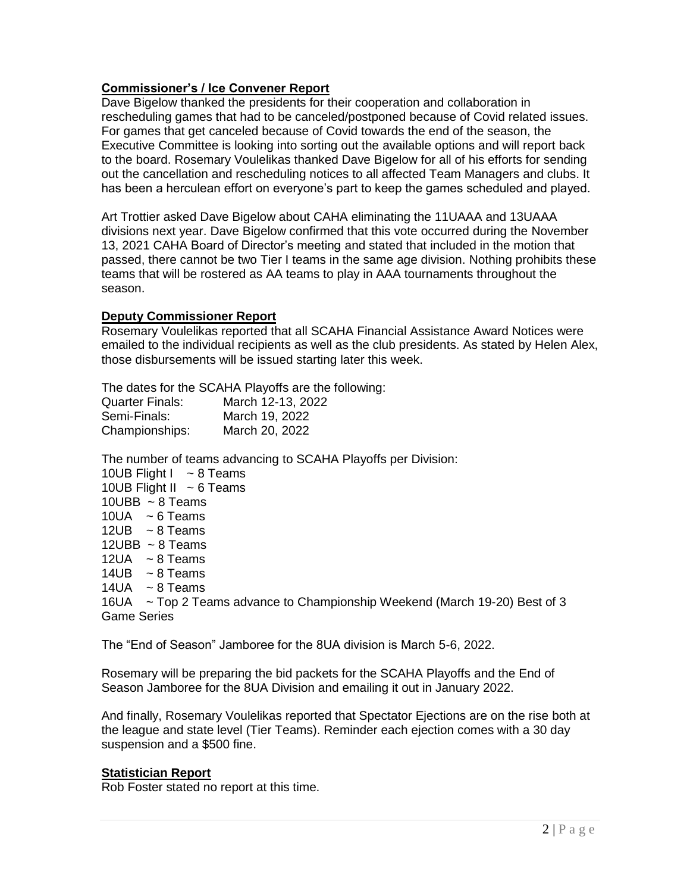**Commissioner's / Ice Convener Report**

Dave Bigelow thanked the presidents for their cooperation and collaboration in rescheduling games that had to be canceled/postponed because of Covid related issues. For games that get canceled because of Covid towards the end of the season, the Executive Committee is looking into sorting out the available options and will report back to the board. Rosemary Voulelikas thanked Dave Bigelow for all of his efforts for sending out the cancellation and rescheduling notices to all affected Team Managers and clubs. It has been a herculean effort on everyone's part to keep the games scheduled and played.

Art Trottier asked Dave Bigelow about CAHA eliminating the 11UAAA and 13UAAA divisions next year. Dave Bigelow confirmed that this vote occurred during the November 13, 2021 CAHA Board of Director's meeting and stated that included in the motion that passed, there cannot be two Tier I teams in the same age division. Nothing prohibits these teams that will be rostered as AA teams to play in AAA tournaments throughout the season.

**Deputy Commissioner Report**

Rosemary Voulelikas reported that all SCAHA Financial Assistance Award Notices were emailed to the individual recipients as well as the club presidents. As stated by Helen Alex, those disbursements will be issued starting later this week.

The dates for the SCAHA Playoffs are the following:

Quarter Finals: March 12-13, 2022
Semi-Finals: March 19, 2022
Championships: March 20, 2022

The number of teams advancing to SCAHA Playoffs per Division:

10UB Flight I ~ 8 Teams
10UB Flight II ~ 6 Teams
10UBB ~ 8 Teams
10UA ~ 6 Teams
12UB ~ 8 Teams
12UBB ~ 8 Teams
12UA ~ 8 Teams
14UB ~ 8 Teams
14UA ~ 8 Teams
16UA ~ Top 2 Teams advance to Championship Weekend (March 19-20) Best of 3 Game Series

The "End of Season" Jamboree for the 8UA division is March 5-6, 2022.

Rosemary will be preparing the bid packets for the SCAHA Playoffs and the End of Season Jamboree for the 8UA Division and emailing it out in January 2022.

And finally, Rosemary Voulelikas reported that Spectator Ejections are on the rise both at the league and state level (Tier Teams). Reminder each ejection comes with a 30 day suspension and a $500 fine.

**Statistician Report**

Rob Foster stated no report at this time.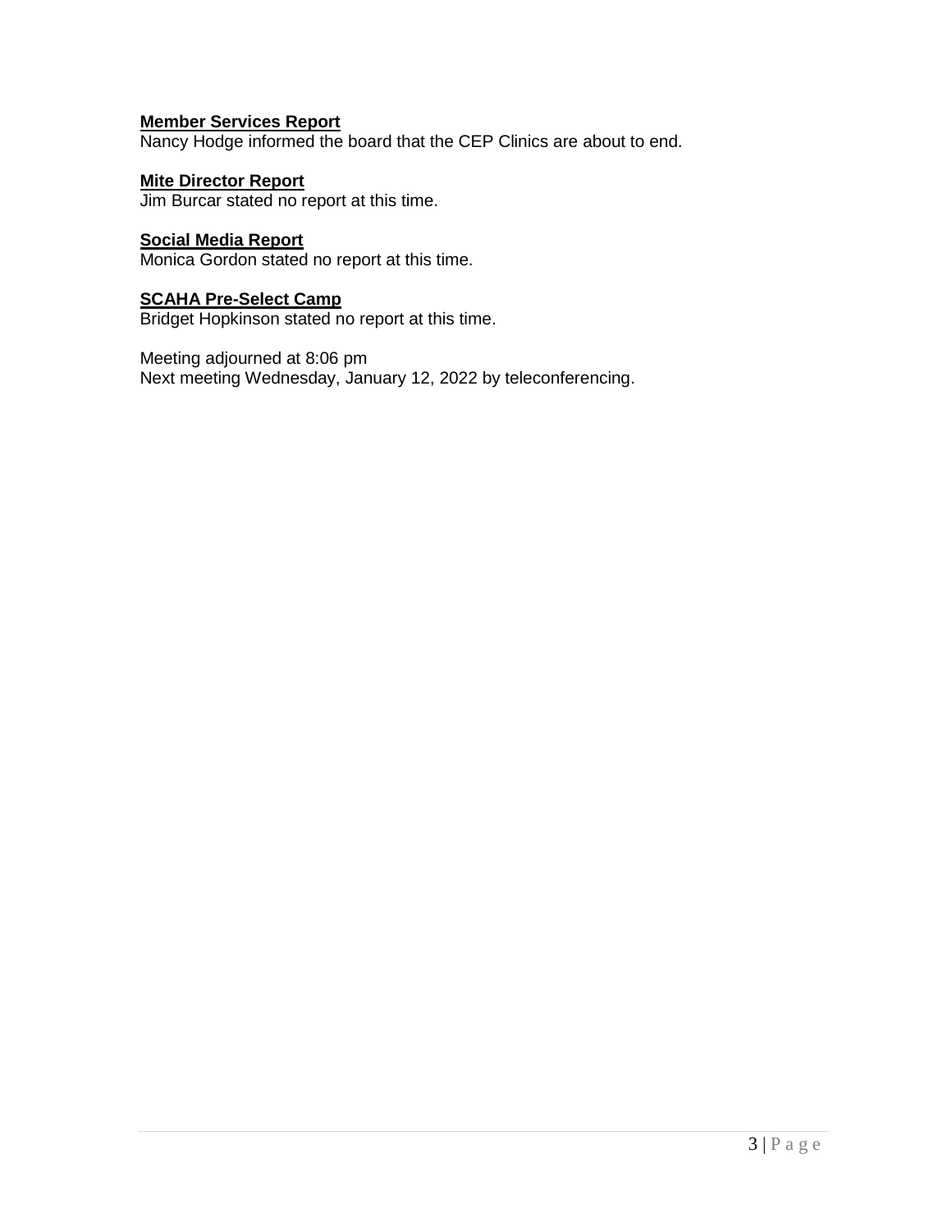**Member Services Report**
Nancy Hodge informed the board that the CEP Clinics are about to end.

**Mite Director Report**
Jim Burcar stated no report at this time.

**Social Media Report**
Monica Gordon stated no report at this time.

**SCAHA Pre-Select Camp**
Bridget Hopkinson stated no report at this time.

Meeting adjourned at 8:06 pm
Next meeting Wednesday, January 12, 2022 by teleconferencing.